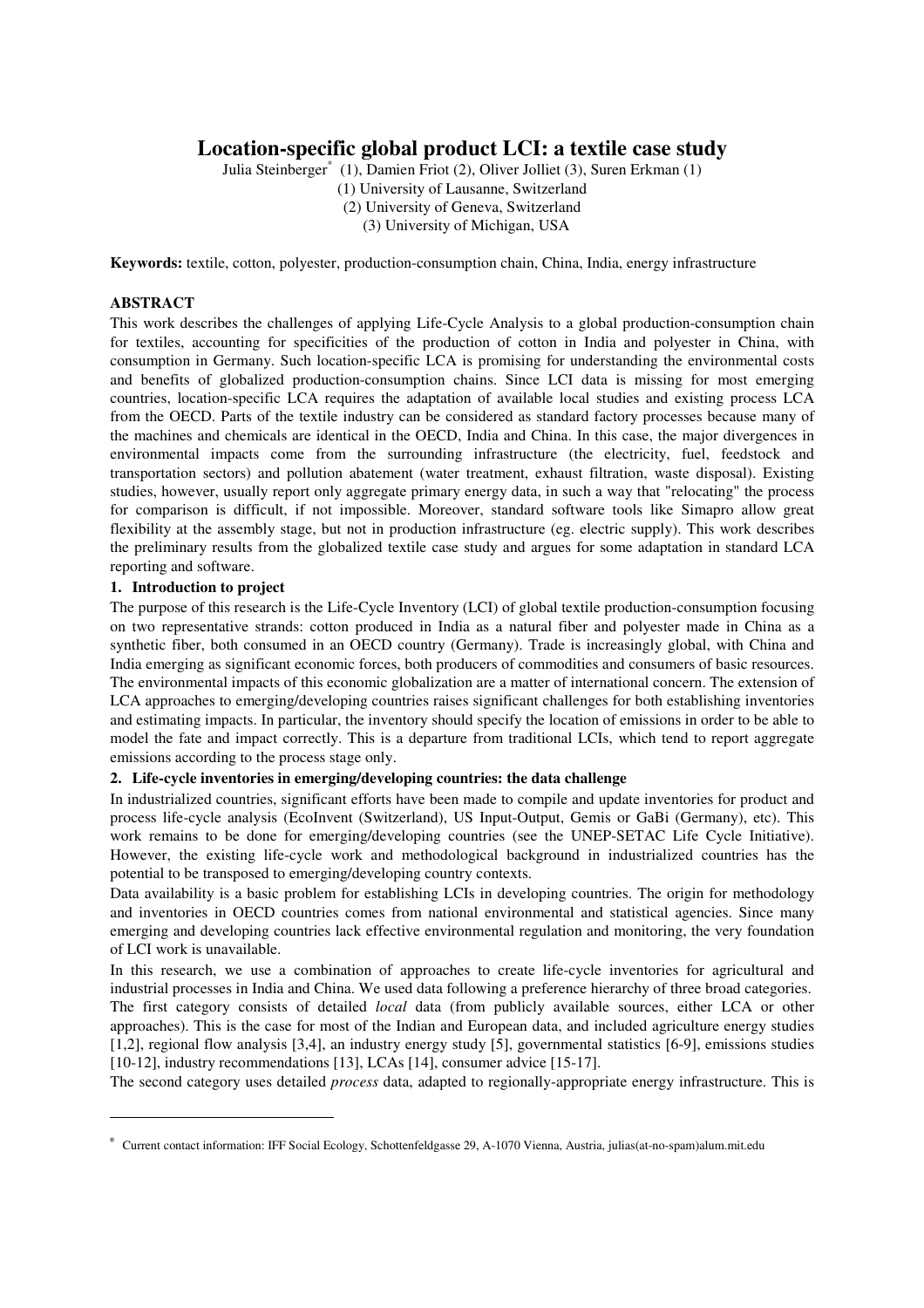# Location-specific global product LCI: a textile case study

Julia Steinberger* (1), Damien Friot (2), Oliver Jolliet (3), Suren Erkman (1)
(1) University of Lausanne, Switzerland
(2) University of Geneva, Switzerland
(3) University of Michigan, USA

**Keywords:** textile, cotton, polyester, production-consumption chain, China, India, energy infrastructure

## ABSTRACT

This work describes the challenges of applying Life-Cycle Analysis to a global production-consumption chain for textiles, accounting for specificities of the production of cotton in India and polyester in China, with consumption in Germany. Such location-specific LCA is promising for understanding the environmental costs and benefits of globalized production-consumption chains. Since LCI data is missing for most emerging countries, location-specific LCA requires the adaptation of available local studies and existing process LCA from the OECD. Parts of the textile industry can be considered as standard factory processes because many of the machines and chemicals are identical in the OECD, India and China. In this case, the major divergences in environmental impacts come from the surrounding infrastructure (the electricity, fuel, feedstock and transportation sectors) and pollution abatement (water treatment, exhaust filtration, waste disposal). Existing studies, however, usually report only aggregate primary energy data, in such a way that "relocating" the process for comparison is difficult, if not impossible. Moreover, standard software tools like Simapro allow great flexibility at the assembly stage, but not in production infrastructure (eg. electric supply). This work describes the preliminary results from the globalized textile case study and argues for some adaptation in standard LCA reporting and software.

## 1. Introduction to project

The purpose of this research is the Life-Cycle Inventory (LCI) of global textile production-consumption focusing on two representative strands: cotton produced in India as a natural fiber and polyester made in China as a synthetic fiber, both consumed in an OECD country (Germany). Trade is increasingly global, with China and India emerging as significant economic forces, both producers of commodities and consumers of basic resources. The environmental impacts of this economic globalization are a matter of international concern. The extension of LCA approaches to emerging/developing countries raises significant challenges for both establishing inventories and estimating impacts. In particular, the inventory should specify the location of emissions in order to be able to model the fate and impact correctly. This is a departure from traditional LCIs, which tend to report aggregate emissions according to the process stage only.

## 2. Life-cycle inventories in emerging/developing countries: the data challenge

In industrialized countries, significant efforts have been made to compile and update inventories for product and process life-cycle analysis (EcoInvent (Switzerland), US Input-Output, Gemis or GaBi (Germany), etc). This work remains to be done for emerging/developing countries (see the UNEP-SETAC Life Cycle Initiative). However, the existing life-cycle work and methodological background in industrialized countries has the potential to be transposed to emerging/developing country contexts.

Data availability is a basic problem for establishing LCIs in developing countries. The origin for methodology and inventories in OECD countries comes from national environmental and statistical agencies. Since many emerging and developing countries lack effective environmental regulation and monitoring, the very foundation of LCI work is unavailable.

In this research, we use a combination of approaches to create life-cycle inventories for agricultural and industrial processes in India and China. We used data following a preference hierarchy of three broad categories.

The first category consists of detailed *local* data (from publicly available sources, either LCA or other approaches). This is the case for most of the Indian and European data, and included agriculture energy studies [1,2], regional flow analysis [3,4], an industry energy study [5], governmental statistics [6-9], emissions studies [10-12], industry recommendations [13], LCAs [14], consumer advice [15-17].

The second category uses detailed *process* data, adapted to regionally-appropriate energy infrastructure. This is

---

* Current contact information: IFF Social Ecology, Schottenfeldgasse 29, A-1070 Vienna, Austria, julias(at-no-spam)alum.mit.edu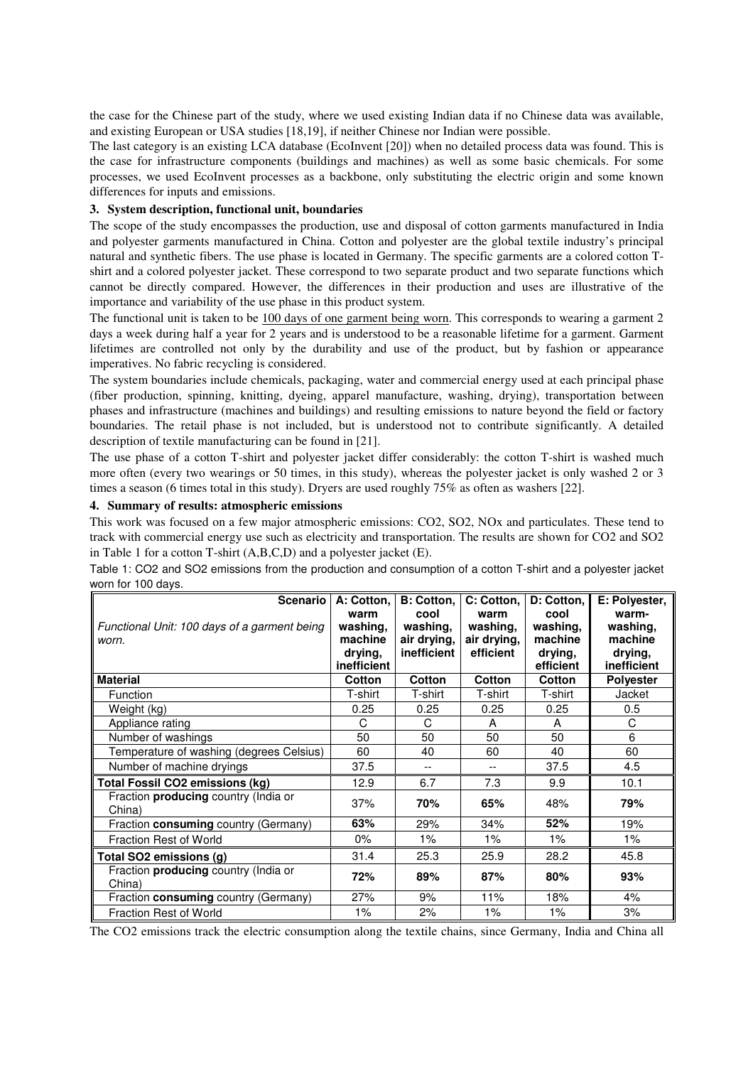the case for the Chinese part of the study, where we used existing Indian data if no Chinese data was available, and existing European or USA studies [18,19], if neither Chinese nor Indian were possible.

The last category is an existing LCA database (EcoInvent [20]) when no detailed process data was found. This is the case for infrastructure components (buildings and machines) as well as some basic chemicals. For some processes, we used EcoInvent processes as a backbone, only substituting the electric origin and some known differences for inputs and emissions.

## 3. System description, functional unit, boundaries

The scope of the study encompasses the production, use and disposal of cotton garments manufactured in India and polyester garments manufactured in China. Cotton and polyester are the global textile industry's principal natural and synthetic fibers. The use phase is located in Germany. The specific garments are a colored cotton T-shirt and a colored polyester jacket. These correspond to two separate product and two separate functions which cannot be directly compared. However, the differences in their production and uses are illustrative of the importance and variability of the use phase in this product system.

The functional unit is taken to be 100 days of one garment being worn. This corresponds to wearing a garment 2 days a week during half a year for 2 years and is understood to be a reasonable lifetime for a garment. Garment lifetimes are controlled not only by the durability and use of the product, but by fashion or appearance imperatives. No fabric recycling is considered.

The system boundaries include chemicals, packaging, water and commercial energy used at each principal phase (fiber production, spinning, knitting, dyeing, apparel manufacture, washing, drying), transportation between phases and infrastructure (machines and buildings) and resulting emissions to nature beyond the field or factory boundaries. The retail phase is not included, but is understood not to contribute significantly. A detailed description of textile manufacturing can be found in [21].

The use phase of a cotton T-shirt and polyester jacket differ considerably: the cotton T-shirt is washed much more often (every two wearings or 50 times, in this study), whereas the polyester jacket is only washed 2 or 3 times a season (6 times total in this study). Dryers are used roughly 75% as often as washers [22].

## 4. Summary of results: atmospheric emissions

This work was focused on a few major atmospheric emissions: $CO_2$, $SO_2$, $NO_x$ and particulates. These tend to track with commercial energy use such as electricity and transportation. The results are shown for $CO_2$ and $SO_2$ in Table 1 for a cotton T-shirt (A,B,C,D) and a polyester jacket (E).

Table 1: $CO_2$ and $SO_2$ emissions from the production and consumption of a cotton T-shirt and a polyester jacket worn for 100 days.

| **Scenario** *Functional Unit: 100 days of a garment being worn.* | **A: Cotton, warm washing, machine drying, inefficient** | **B: Cotton, cool washing, air drying, inefficient** | **C: Cotton, warm washing, air drying, efficient** | **D: Cotton, cool washing, machine drying, efficient** | **E: Polyester, warm-washing, machine drying, inefficient** |
|---|---|---|---|---|---|
| **Material** | **Cotton** | **Cotton** | **Cotton** | **Cotton** | **Polyester** |
| Function | T-shirt | T-shirt | T-shirt | T-shirt | Jacket |
| Weight (kg) | 0.25 | 0.25 | 0.25 | 0.25 | 0.5 |
| Appliance rating | C | C | A | A | C |
| Number of washings | 50 | 50 | 50 | 50 | 6 |
| Temperature of washing (degrees Celsius) | 60 | 40 | 60 | 40 | 60 |
| Number of machine dryings | 37.5 | -- | -- | 37.5 | 4.5 |
| **Total Fossil $CO_2$ emissions (kg)** | 12.9 | 6.7 | 7.3 | 9.9 | 10.1 |
| Fraction **producing** country (India or China) | 37% | **70%** | **65%** | 48% | **79%** |
| Fraction **consuming** country (Germany) | **63%** | 29% | 34% | **52%** | 19% |
| Fraction Rest of World | 0% | 1% | 1% | 1% | 1% |
| **Total $SO_2$ emissions (g)** | 31.4 | 25.3 | 25.9 | 28.2 | 45.8 |
| Fraction **producing** country (India or China) | **72%** | **89%** | **87%** | **80%** | **93%** |
| Fraction **consuming** country (Germany) | 27% | 9% | 11% | 18% | 4% |
| Fraction Rest of World | 1% | 2% | 1% | 1% | 3% |

The $CO_2$ emissions track the electric consumption along the textile chains, since Germany, India and China all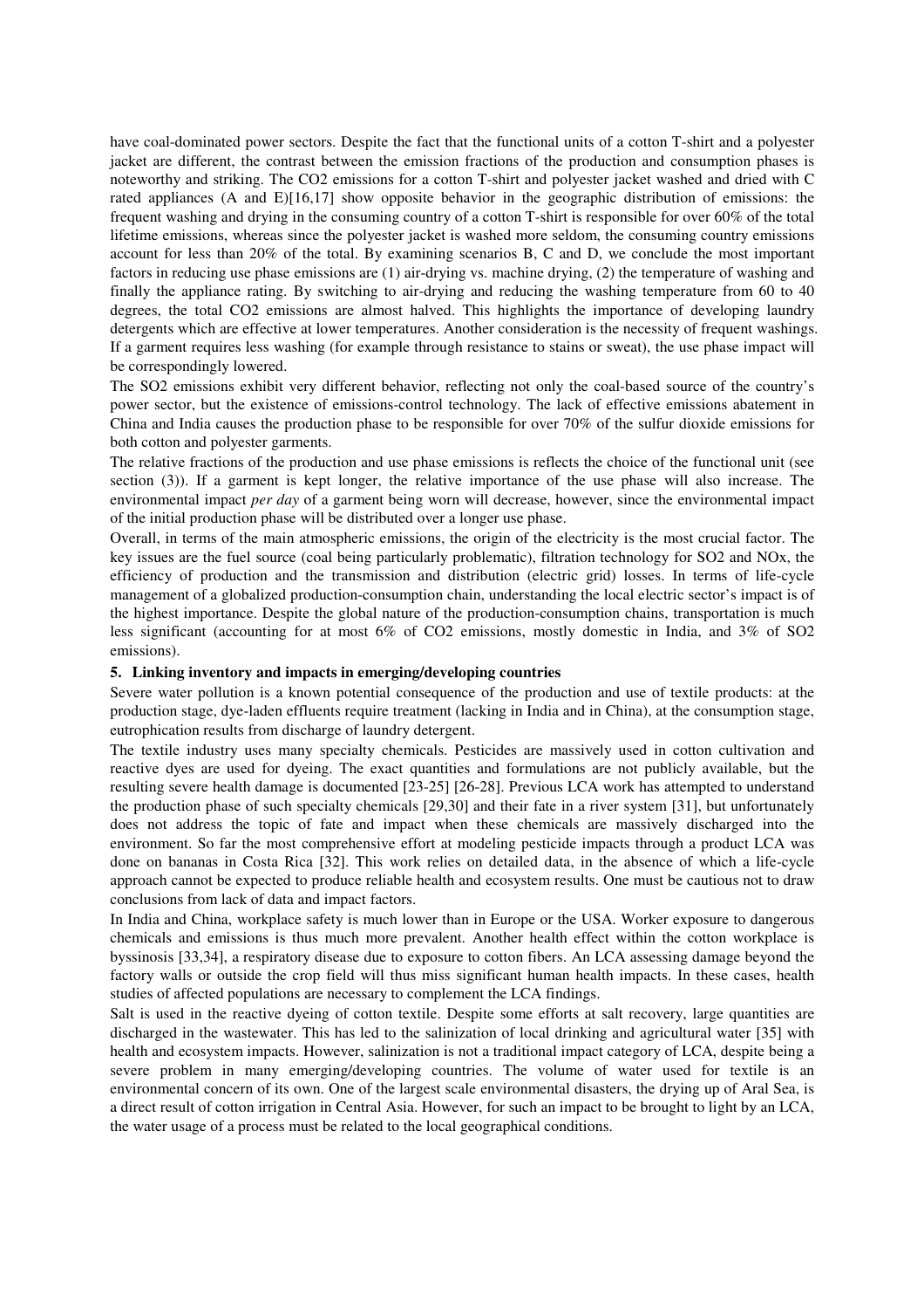have coal-dominated power sectors. Despite the fact that the functional units of a cotton T-shirt and a polyester jacket are different, the contrast between the emission fractions of the production and consumption phases is noteworthy and striking. The $CO_2$ emissions for a cotton T-shirt and polyester jacket washed and dried with C rated appliances (A and E)[16,17] show opposite behavior in the geographic distribution of emissions: the frequent washing and drying in the consuming country of a cotton T-shirt is responsible for over 60% of the total lifetime emissions, whereas since the polyester jacket is washed more seldom, the consuming country emissions account for less than 20% of the total. By examining scenarios B, C and D, we conclude the most important factors in reducing use phase emissions are (1) air-drying vs. machine drying, (2) the temperature of washing and finally the appliance rating. By switching to air-drying and reducing the washing temperature from 60 to 40 degrees, the total $CO_2$ emissions are almost halved. This highlights the importance of developing laundry detergents which are effective at lower temperatures. Another consideration is the necessity of frequent washings. If a garment requires less washing (for example through resistance to stains or sweat), the use phase impact will be correspondingly lowered.

The $SO_2$ emissions exhibit very different behavior, reflecting not only the coal-based source of the country's power sector, but the existence of emissions-control technology. The lack of effective emissions abatement in China and India causes the production phase to be responsible for over 70% of the sulfur dioxide emissions for both cotton and polyester garments.

The relative fractions of the production and use phase emissions is reflects the choice of the functional unit (see section (3)). If a garment is kept longer, the relative importance of the use phase will also increase. The environmental impact *per day* of a garment being worn will decrease, however, since the environmental impact of the initial production phase will be distributed over a longer use phase.

Overall, in terms of the main atmospheric emissions, the origin of the electricity is the most crucial factor. The key issues are the fuel source (coal being particularly problematic), filtration technology for $SO_2$ and $NO_x$, the efficiency of production and the transmission and distribution (electric grid) losses. In terms of life-cycle management of a globalized production-consumption chain, understanding the local electric sector's impact is of the highest importance. Despite the global nature of the production-consumption chains, transportation is much less significant (accounting for at most 6% of $CO_2$ emissions, mostly domestic in India, and 3% of $SO_2$ emissions).

## 5. Linking inventory and impacts in emerging/developing countries

Severe water pollution is a known potential consequence of the production and use of textile products: at the production stage, dye-laden effluents require treatment (lacking in India and in China), at the consumption stage, eutrophication results from discharge of laundry detergent.

The textile industry uses many specialty chemicals. Pesticides are massively used in cotton cultivation and reactive dyes are used for dyeing. The exact quantities and formulations are not publicly available, but the resulting severe health damage is documented [23-25] [26-28]. Previous LCA work has attempted to understand the production phase of such specialty chemicals [29,30] and their fate in a river system [31], but unfortunately does not address the topic of fate and impact when these chemicals are massively discharged into the environment. So far the most comprehensive effort at modeling pesticide impacts through a product LCA was done on bananas in Costa Rica [32]. This work relies on detailed data, in the absence of which a life-cycle approach cannot be expected to produce reliable health and ecosystem results. One must be cautious not to draw conclusions from lack of data and impact factors.

In India and China, workplace safety is much lower than in Europe or the USA. Worker exposure to dangerous chemicals and emissions is thus much more prevalent. Another health effect within the cotton workplace is byssinosis [33,34], a respiratory disease due to exposure to cotton fibers. An LCA assessing damage beyond the factory walls or outside the crop field will thus miss significant human health impacts. In these cases, health studies of affected populations are necessary to complement the LCA findings.

Salt is used in the reactive dyeing of cotton textile. Despite some efforts at salt recovery, large quantities are discharged in the wastewater. This has led to the salinization of local drinking and agricultural water [35] with health and ecosystem impacts. However, salinization is not a traditional impact category of LCA, despite being a severe problem in many emerging/developing countries. The volume of water used for textile is an environmental concern of its own. One of the largest scale environmental disasters, the drying up of Aral Sea, is a direct result of cotton irrigation in Central Asia. However, for such an impact to be brought to light by an LCA, the water usage of a process must be related to the local geographical conditions.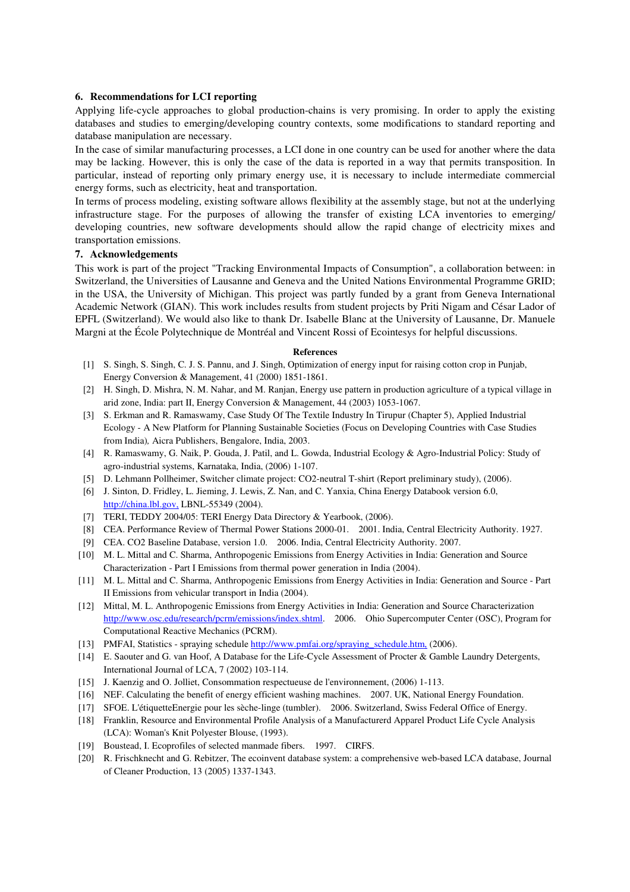## 6. Recommendations for LCI reporting

Applying life-cycle approaches to global production-chains is very promising. In order to apply the existing databases and studies to emerging/developing country contexts, some modifications to standard reporting and database manipulation are necessary.

In the case of similar manufacturing processes, a LCI done in one country can be used for another where the data may be lacking. However, this is only the case of the data is reported in a way that permits transposition. In particular, instead of reporting only primary energy use, it is necessary to include intermediate commercial energy forms, such as electricity, heat and transportation.

In terms of process modeling, existing software allows flexibility at the assembly stage, but not at the underlying infrastructure stage. For the purposes of allowing the transfer of existing LCA inventories to emerging/ developing countries, new software developments should allow the rapid change of electricity mixes and transportation emissions.

## 7. Acknowledgements

This work is part of the project "Tracking Environmental Impacts of Consumption", a collaboration between: in Switzerland, the Universities of Lausanne and Geneva and the United Nations Environmental Programme GRID; in the USA, the University of Michigan. This project was partly funded by a grant from Geneva International Academic Network (GIAN). This work includes results from student projects by Priti Nigam and César Lador of EPFL (Switzerland). We would also like to thank Dr. Isabelle Blanc at the University of Lausanne, Dr. Manuele Margni at the École Polytechnique de Montréal and Vincent Rossi of Ecointesys for helpful discussions.

### References

[1] S. Singh, S. Singh, C. J. S. Pannu, and J. Singh, Optimization of energy input for raising cotton crop in Punjab, Energy Conversion & Management, 41 (2000) 1851-1861.

[2] H. Singh, D. Mishra, N. M. Nahar, and M. Ranjan, Energy use pattern in production agriculture of a typical village in arid zone, India: part II, Energy Conversion & Management, 44 (2003) 1053-1067.

[3] S. Erkman and R. Ramaswamy, Case Study Of The Textile Industry In Tirupur (Chapter 5), Applied Industrial Ecology - A New Platform for Planning Sustainable Societies (Focus on Developing Countries with Case Studies from India)*,* Aicra Publishers, Bengalore, India, 2003.

[4] R. Ramaswamy, G. Naik, P. Gouda, J. Patil, and L. Gowda, Industrial Ecology & Agro-Industrial Policy: Study of agro-industrial systems, Karnataka, India, (2006) 1-107.

[5] D. Lehmann Pollheimer, Switcher climate project: CO2-neutral T-shirt (Report preliminary study), (2006).

[6] J. Sinton, D. Fridley, L. Jieming, J. Lewis, Z. Nan, and C. Yanxia, China Energy Databook version 6.0, http://china.lbl.gov, LBNL-55349 (2004).

[7] TERI, TEDDY 2004/05: TERI Energy Data Directory & Yearbook, (2006).

[8] CEA. Performance Review of Thermal Power Stations 2000-01. 2001. India, Central Electricity Authority. 1927.

[9] CEA. CO2 Baseline Database, version 1.0. 2006. India, Central Electricity Authority. 2007.

[10] M. L. Mittal and C. Sharma, Anthropogenic Emissions from Energy Activities in India: Generation and Source Characterization - Part I Emissions from thermal power generation in India (2004).

[11] M. L. Mittal and C. Sharma, Anthropogenic Emissions from Energy Activities in India: Generation and Source - Part II Emissions from vehicular transport in India (2004).

[12] Mittal, M. L. Anthropogenic Emissions from Energy Activities in India: Generation and Source Characterization http://www.osc.edu/research/pcrm/emissions/index.shtml. 2006. Ohio Supercomputer Center (OSC), Program for Computational Reactive Mechanics (PCRM).

[13] PMFAI, Statistics - spraying schedule http://www.pmfai.org/spraying_schedule.htm, (2006).

[14] E. Saouter and G. van Hoof, A Database for the Life-Cycle Assessment of Procter & Gamble Laundry Detergents, International Journal of LCA, 7 (2002) 103-114.

[15] J. Kaenzig and O. Jolliet, Consommation respectueuse de l'environnement, (2006) 1-113.

[16] NEF. Calculating the benefit of energy efficient washing machines. 2007. UK, National Energy Foundation.

[17] SFOE. L'étiquetteEnergie pour les sèche-linge (tumbler). 2006. Switzerland, Swiss Federal Office of Energy.

[18] Franklin, Resource and Environmental Profile Analysis of a Manufacturerd Apparel Product Life Cycle Analysis (LCA): Woman's Knit Polyester Blouse, (1993).

[19] Boustead, I. Ecoprofiles of selected manmade fibers. 1997. CIRFS.

[20] R. Frischknecht and G. Rebitzer, The ecoinvent database system: a comprehensive web-based LCA database, Journal of Cleaner Production, 13 (2005) 1337-1343.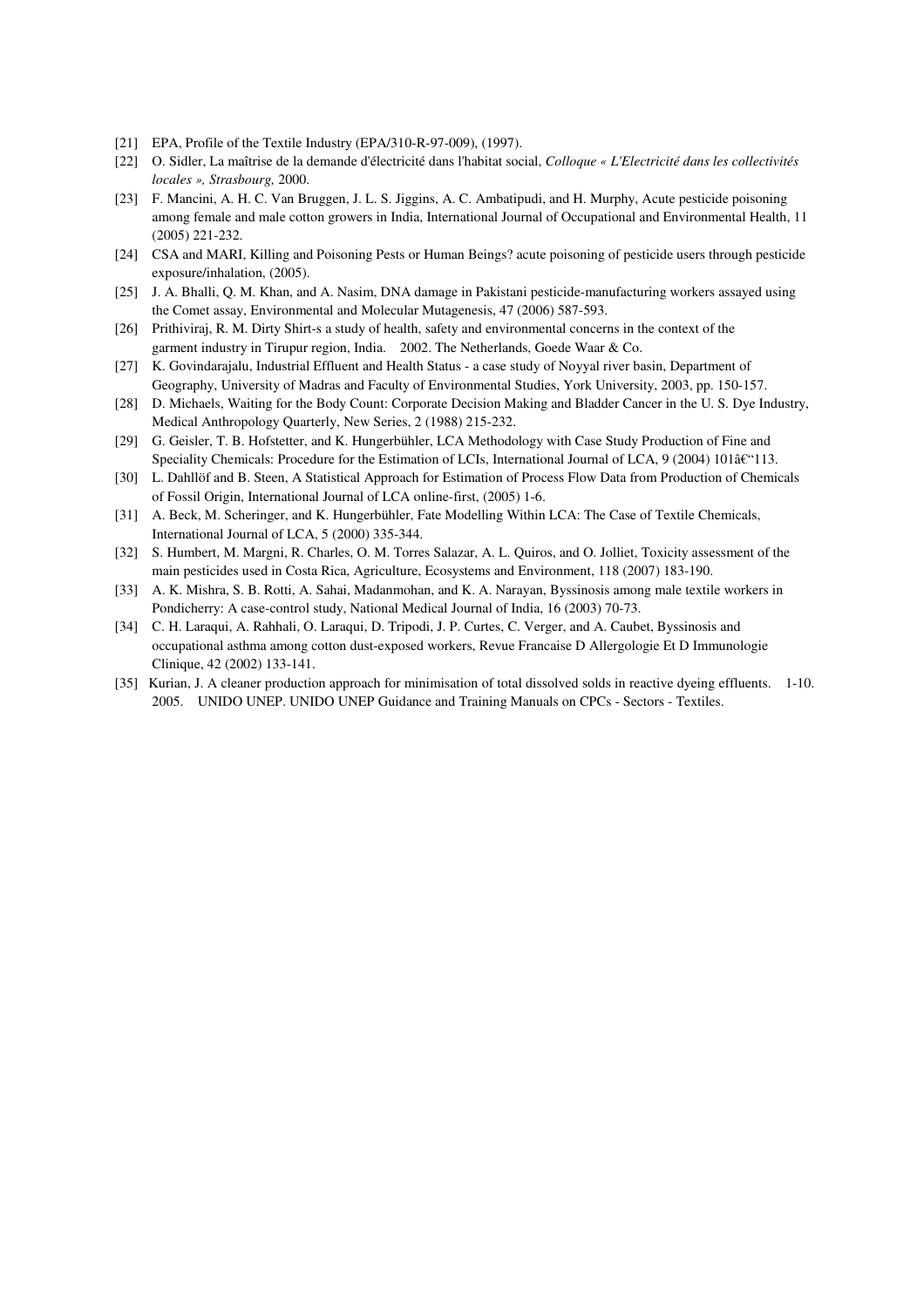[21] EPA, Profile of the Textile Industry (EPA/310-R-97-009), (1997).

[22] O. Sidler, La maîtrise de la demande d'électricité dans l'habitat social, *Colloque « L'Electricité dans les collectivités locales », Strasbourg,* 2000.

[23] F. Mancini, A. H. C. Van Bruggen, J. L. S. Jiggins, A. C. Ambatipudi, and H. Murphy, Acute pesticide poisoning among female and male cotton growers in India, International Journal of Occupational and Environmental Health, 11 (2005) 221-232.

[24] CSA and MARI, Killing and Poisoning Pests or Human Beings? acute poisoning of pesticide users through pesticide exposure/inhalation, (2005).

[25] J. A. Bhalli, Q. M. Khan, and A. Nasim, DNA damage in Pakistani pesticide-manufacturing workers assayed using the Comet assay, Environmental and Molecular Mutagenesis, 47 (2006) 587-593.

[26] Prithiviraj, R. M. Dirty Shirt-s a study of health, safety and environmental concerns in the context of the garment industry in Tirupur region, India. 2002. The Netherlands, Goede Waar & Co.

[27] K. Govindarajalu, Industrial Effluent and Health Status - a case study of Noyyal river basin, Department of Geography, University of Madras and Faculty of Environmental Studies, York University, 2003, pp. 150-157.

[28] D. Michaels, Waiting for the Body Count: Corporate Decision Making and Bladder Cancer in the U. S. Dye Industry, Medical Anthropology Quarterly, New Series, 2 (1988) 215-232.

[29] G. Geisler, T. B. Hofstetter, and K. Hungerbühler, LCA Methodology with Case Study Production of Fine and Speciality Chemicals: Procedure for the Estimation of LCIs, International Journal of LCA, 9 (2004) 101â€"113.

[30] L. Dahllöf and B. Steen, A Statistical Approach for Estimation of Process Flow Data from Production of Chemicals of Fossil Origin, International Journal of LCA online-first, (2005) 1-6.

[31] A. Beck, M. Scheringer, and K. Hungerbühler, Fate Modelling Within LCA: The Case of Textile Chemicals, International Journal of LCA, 5 (2000) 335-344.

[32] S. Humbert, M. Margni, R. Charles, O. M. Torres Salazar, A. L. Quiros, and O. Jolliet, Toxicity assessment of the main pesticides used in Costa Rica, Agriculture, Ecosystems and Environment, 118 (2007) 183-190.

[33] A. K. Mishra, S. B. Rotti, A. Sahai, Madanmohan, and K. A. Narayan, Byssinosis among male textile workers in Pondicherry: A case-control study, National Medical Journal of India, 16 (2003) 70-73.

[34] C. H. Laraqui, A. Rahhali, O. Laraqui, D. Tripodi, J. P. Curtes, C. Verger, and A. Caubet, Byssinosis and occupational asthma among cotton dust-exposed workers, Revue Francaise D Allergologie Et D Immunologie Clinique, 42 (2002) 133-141.

[35] Kurian, J. A cleaner production approach for minimisation of total dissolved solds in reactive dyeing effluents. 1-10. 2005. UNIDO UNEP. UNIDO UNEP Guidance and Training Manuals on CPCs - Sectors - Textiles.